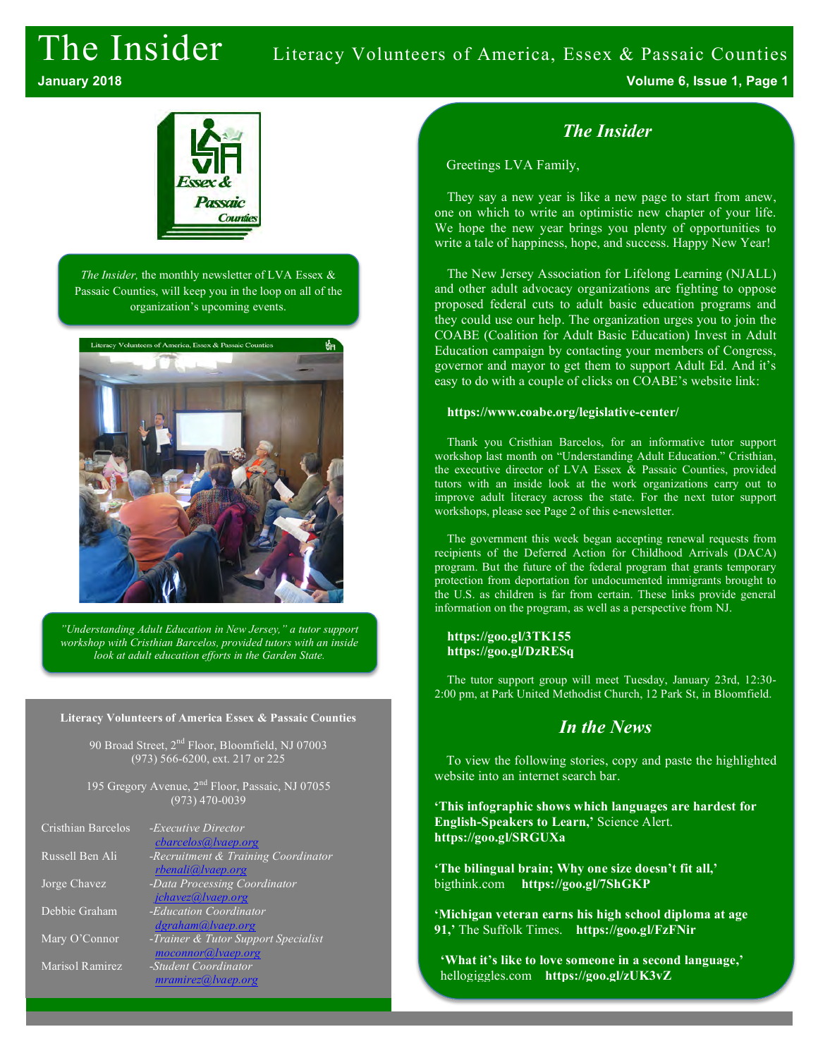# The Insider

Literacy Volunteers of America, Essex & Passaic Counties

January 2018

*The Insider,* the monthly newsletter of LVA Essex & Passaic Counties, will keep you in the loop on all of the organization's upcoming events.

*"Understanding Adult Education in New Jersey," a tutor support workshop with Cristhian Barcelos, provided tutors with an inside look at adult education efforts in the Garden State.*

**Literacy Volunteers of America Essex & Passaic Counties**

90 Broad Street, 2nd Floor, Bloomfield, NJ 07003
(973) 566-6200, ext. 217 or 225

195 Gregory Avenue, 2nd Floor, Passaic, NJ 07055
(973) 470-0039

| | |
|---|---|
| Cristhian Barcelos | *-Executive Director* cbarcelos@lvaep.org |
| Russell Ben Ali | *-Recruitment & Training Coordinator* rbenali@lvaep.org |
| Jorge Chavez | *-Data Processing Coordinator* jchavez@lvaep.org |
| Debbie Graham | *-Education Coordinator* dgraham@lvaep.org |
| Mary O'Connor | *-Trainer & Tutor Support Specialist* moconnor@lvaep.org |
| Marisol Ramirez | *-Student Coordinator* mramirez@lvaep.org |

## *The Insider*

Greetings LVA Family,

They say a new year is like a new page to start from anew, one on which to write an optimistic new chapter of your life. We hope the new year brings you plenty of opportunities to write a tale of happiness, hope, and success. Happy New Year!

The New Jersey Association for Lifelong Learning (NJALL) and other adult advocacy organizations are fighting to oppose proposed federal cuts to adult basic education programs and they could use our help. The organization urges you to join the COABE (Coalition for Adult Basic Education) Invest in Adult Education campaign by contacting your members of Congress, governor and mayor to get them to support Adult Ed. And it's easy to do with a couple of clicks on COABE's website link:

**https://www.coabe.org/legislative-center/**

Thank you Cristhian Barcelos, for an informative tutor support workshop last month on "Understanding Adult Education." Cristhian, the executive director of LVA Essex & Passaic Counties, provided tutors with an inside look at the work organizations carry out to improve adult literacy across the state. For the next tutor support workshops, please see Page 2 of this e-newsletter.

The government this week began accepting renewal requests from recipients of the Deferred Action for Childhood Arrivals (DACA) program. But the future of the federal program that grants temporary protection from deportation for undocumented immigrants brought to the U.S. as children is far from certain. These links provide general information on the program, as well as a perspective from NJ.

**https://goo.gl/3TK155**
**https://goo.gl/DzRESq**

The tutor support group will meet Tuesday, January 23rd, 12:30-2:00 pm, at Park United Methodist Church, 12 Park St, in Bloomfield.

## *In the News*

To view the following stories, copy and paste the highlighted website into an internet search bar.

**'This infographic shows which languages are hardest for English-Speakers to Learn,'** Science Alert. **https://goo.gl/SRGUXa**

**'The bilingual brain; Why one size doesn't fit all,'** bigthink.com **https://goo.gl/7ShGKP**

**'Michigan veteran earns his high school diploma at age 91,'** The Suffolk Times. **https://goo.gl/FzFNir**

**'What it's like to love someone in a second language,'** hellogiggles.com **https://goo.gl/zUK3vZ**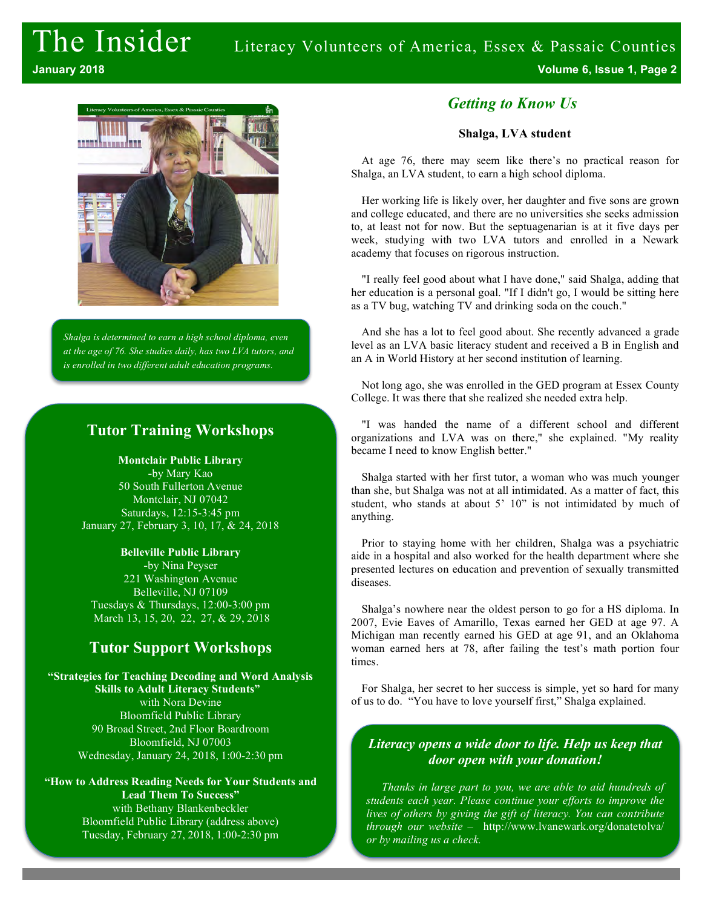*Shalga is determined to earn a high school diploma, even at the age of 76. She studies daily, has two LVA tutors, and is enrolled in two different adult education programs.*

## Tutor Training Workshops

**Montclair Public Library**
-by Mary Kao
50 South Fullerton Avenue
Montclair, NJ 07042
Saturdays, 12:15-3:45 pm
January 27, February 3, 10, 17, & 24, 2018

**Belleville Public Library**
-by Nina Peyser
221 Washington Avenue
Belleville, NJ 07109
Tuesdays & Thursdays, 12:00-3:00 pm
March 13, 15, 20, 22, 27, & 29, 2018

## Tutor Support Workshops

**"Strategies for Teaching Decoding and Word Analysis Skills to Adult Literacy Students"**
with Nora Devine
Bloomfield Public Library
90 Broad Street, 2nd Floor Boardroom
Bloomfield, NJ 07003
Wednesday, January 24, 2018, 1:00-2:30 pm

**"How to Address Reading Needs for Your Students and Lead Them To Success"**
with Bethany Blankenbeckler
Bloomfield Public Library (address above)
Tuesday, February 27, 2018, 1:00-2:30 pm

## *Getting to Know Us*

**Shalga, LVA student**

At age 76, there may seem like there's no practical reason for Shalga, an LVA student, to earn a high school diploma.

Her working life is likely over, her daughter and five sons are grown and college educated, and there are no universities she seeks admission to, at least not for now. But the septuagenarian is at it five days per week, studying with two LVA tutors and enrolled in a Newark academy that focuses on rigorous instruction.

"I really feel good about what I have done," said Shalga, adding that her education is a personal goal. "If I didn't go, I would be sitting here as a TV bug, watching TV and drinking soda on the couch."

And she has a lot to feel good about. She recently advanced a grade level as an LVA basic literacy student and received a B in English and an A in World History at her second institution of learning.

Not long ago, she was enrolled in the GED program at Essex County College. It was there that she realized she needed extra help.

"I was handed the name of a different school and different organizations and LVA was on there," she explained. "My reality became I need to know English better."

Shalga started with her first tutor, a woman who was much younger than she, but Shalga was not at all intimidated. As a matter of fact, this student, who stands at about 5' 10" is not intimidated by much of anything.

Prior to staying home with her children, Shalga was a psychiatric aide in a hospital and also worked for the health department where she presented lectures on education and prevention of sexually transmitted diseases.

Shalga's nowhere near the oldest person to go for a HS diploma. In 2007, Evie Eaves of Amarillo, Texas earned her GED at age 97. A Michigan man recently earned his GED at age 91, and an Oklahoma woman earned hers at 78, after failing the test's math portion four times.

For Shalga, her secret to her success is simple, yet so hard for many of us to do. "You have to love yourself first," Shalga explained.

### *Literacy opens a wide door to life. Help us keep that door open with your donation!*

*Thanks in large part to you, we are able to aid hundreds of students each year. Please continue your efforts to improve the lives of others by giving the gift of literacy. You can contribute through our website –* http://www.lvanewark.org/donatetolva/ *or by mailing us a check.*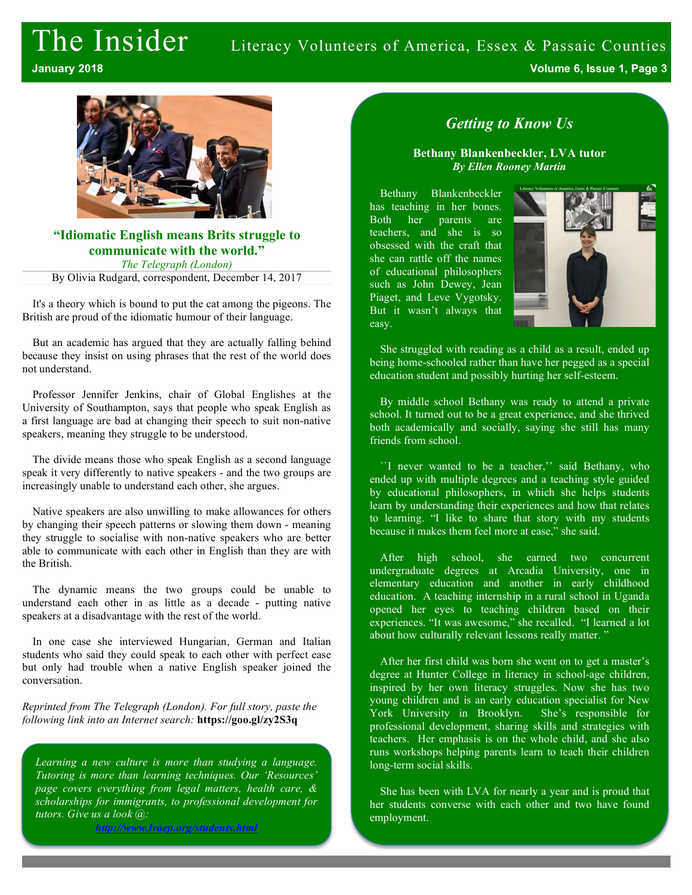## "Idiomatic English means Brits struggle to communicate with the world."

*The Telegraph (London)*

By Olivia Rudgard, correspondent, December 14, 2017

It's a theory which is bound to put the cat among the pigeons. The British are proud of the idiomatic humour of their language.

But an academic has argued that they are actually falling behind because they insist on using phrases that the rest of the world does not understand.

Professor Jennifer Jenkins, chair of Global Englishes at the University of Southampton, says that people who speak English as a first language are bad at changing their speech to suit non-native speakers, meaning they struggle to be understood.

The divide means those who speak English as a second language speak it very differently to native speakers - and the two groups are increasingly unable to understand each other, she argues.

Native speakers are also unwilling to make allowances for others by changing their speech patterns or slowing them down - meaning they struggle to socialise with non-native speakers who are better able to communicate with each other in English than they are with the British.

The dynamic means the two groups could be unable to understand each other in as little as a decade - putting native speakers at a disadvantage with the rest of the world.

In one case she interviewed Hungarian, German and Italian students who said they could speak to each other with perfect ease but only had trouble when a native English speaker joined the conversation.

*Reprinted from The Telegraph (London). For full story, paste the following link into an Internet search:* **https://goo.gl/zy2S3q**

*Learning a new culture is more than studying a language. Tutoring is more than learning techniques. Our 'Resources' page covers everything from legal matters, health care, & scholarships for immigrants, to professional development for tutors. Give us a look @:*

*http://www.lvaep.org/students.html*

## *Getting to Know Us*

**Bethany Blankenbeckler, LVA tutor**
***By Ellen Rooney Martin***

Bethany Blankenbeckler has teaching in her bones. Both her parents are teachers, and she is so obsessed with the craft that she can rattle off the names of educational philosophers such as John Dewey, Jean Piaget, and Leve Vygotsky. But it wasn't always that easy.

She struggled with reading as a child as a result, ended up being home-schooled rather than have her pegged as a special education student and possibly hurting her self-esteem.

By middle school Bethany was ready to attend a private school. It turned out to be a great experience, and she thrived both academically and socially, saying she still has many friends from school.

``I never wanted to be a teacher,'' said Bethany, who ended up with multiple degrees and a teaching style guided by educational philosophers, in which she helps students learn by understanding their experiences and how that relates to learning. "I like to share that story with my students because it makes them feel more at ease," she said.

After high school, she earned two concurrent undergraduate degrees at Arcadia University, one in elementary education and another in early childhood education. A teaching internship in a rural school in Uganda opened her eyes to teaching children based on their experiences. "It was awesome," she recalled. "I learned a lot about how culturally relevant lessons really matter. "

After her first child was born she went on to get a master's degree at Hunter College in literacy in school-age children, inspired by her own literacy struggles. Now she has two young children and is an early education specialist for New York University in Brooklyn. She's responsible for professional development, sharing skills and strategies with teachers. Her emphasis is on the whole child, and she also runs workshops helping parents learn to teach their children long-term social skills.

She has been with LVA for nearly a year and is proud that her students converse with each other and two have found employment.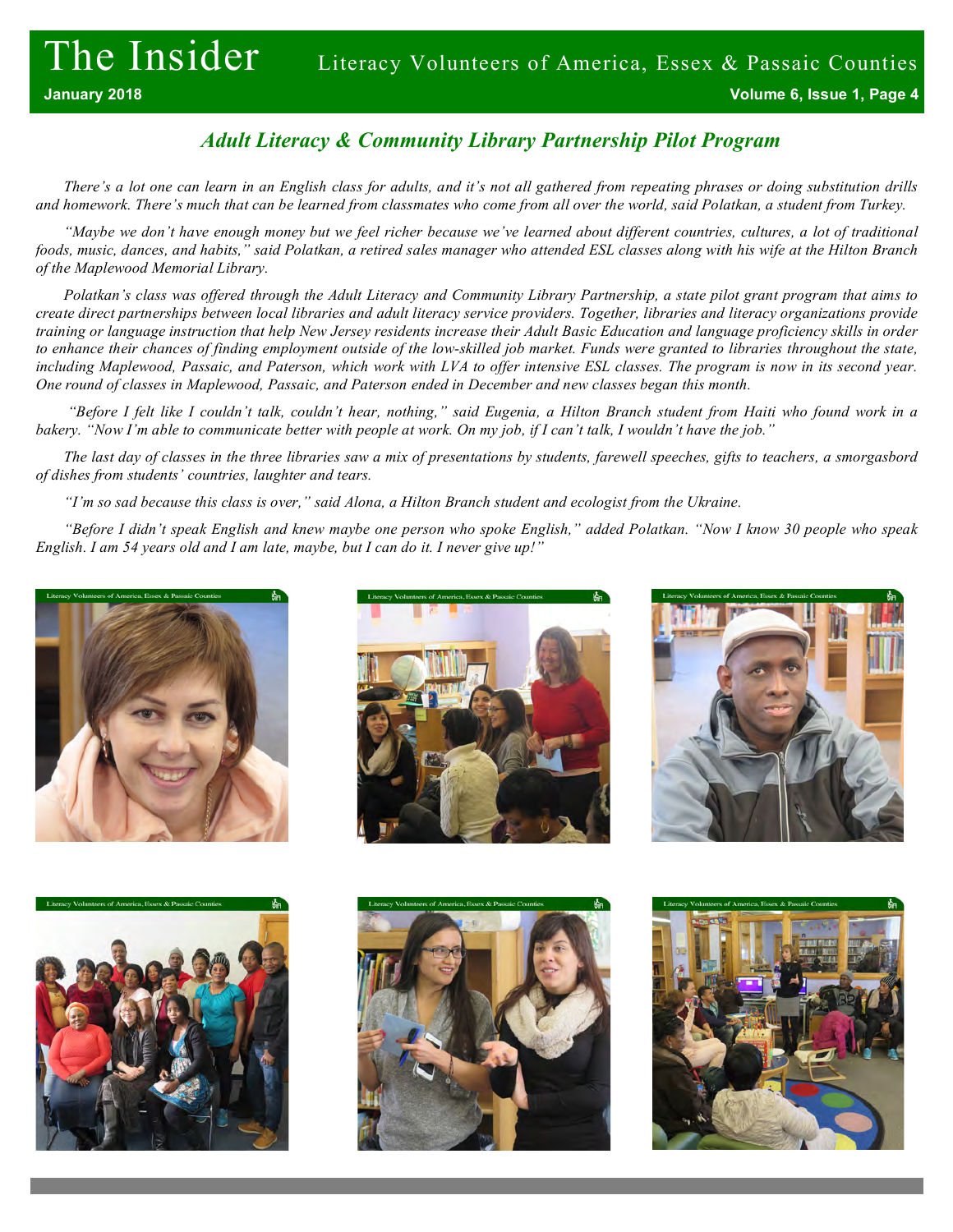## *Adult Literacy & Community Library Partnership Pilot Program*

*There's a lot one can learn in an English class for adults, and it's not all gathered from repeating phrases or doing substitution drills and homework. There's much that can be learned from classmates who come from all over the world, said Polatkan, a student from Turkey.*

*"Maybe we don't have enough money but we feel richer because we've learned about different countries, cultures, a lot of traditional foods, music, dances, and habits," said Polatkan, a retired sales manager who attended ESL classes along with his wife at the Hilton Branch of the Maplewood Memorial Library.*

*Polatkan's class was offered through the Adult Literacy and Community Library Partnership, a state pilot grant program that aims to create direct partnerships between local libraries and adult literacy service providers. Together, libraries and literacy organizations provide training or language instruction that help New Jersey residents increase their Adult Basic Education and language proficiency skills in order to enhance their chances of finding employment outside of the low-skilled job market. Funds were granted to libraries throughout the state, including Maplewood, Passaic, and Paterson, which work with LVA to offer intensive ESL classes. The program is now in its second year. One round of classes in Maplewood, Passaic, and Paterson ended in December and new classes began this month.*

*"Before I felt like I couldn't talk, couldn't hear, nothing," said Eugenia, a Hilton Branch student from Haiti who found work in a bakery. "Now I'm able to communicate better with people at work. On my job, if I can't talk, I wouldn't have the job."*

*The last day of classes in the three libraries saw a mix of presentations by students, farewell speeches, gifts to teachers, a smorgasbord of dishes from students' countries, laughter and tears.*

*"I'm so sad because this class is over," said Alona, a Hilton Branch student and ecologist from the Ukraine.*

*"Before I didn't speak English and knew maybe one person who spoke English," added Polatkan. "Now I know 30 people who speak English. I am 54 years old and I am late, maybe, but I can do it. I never give up!"*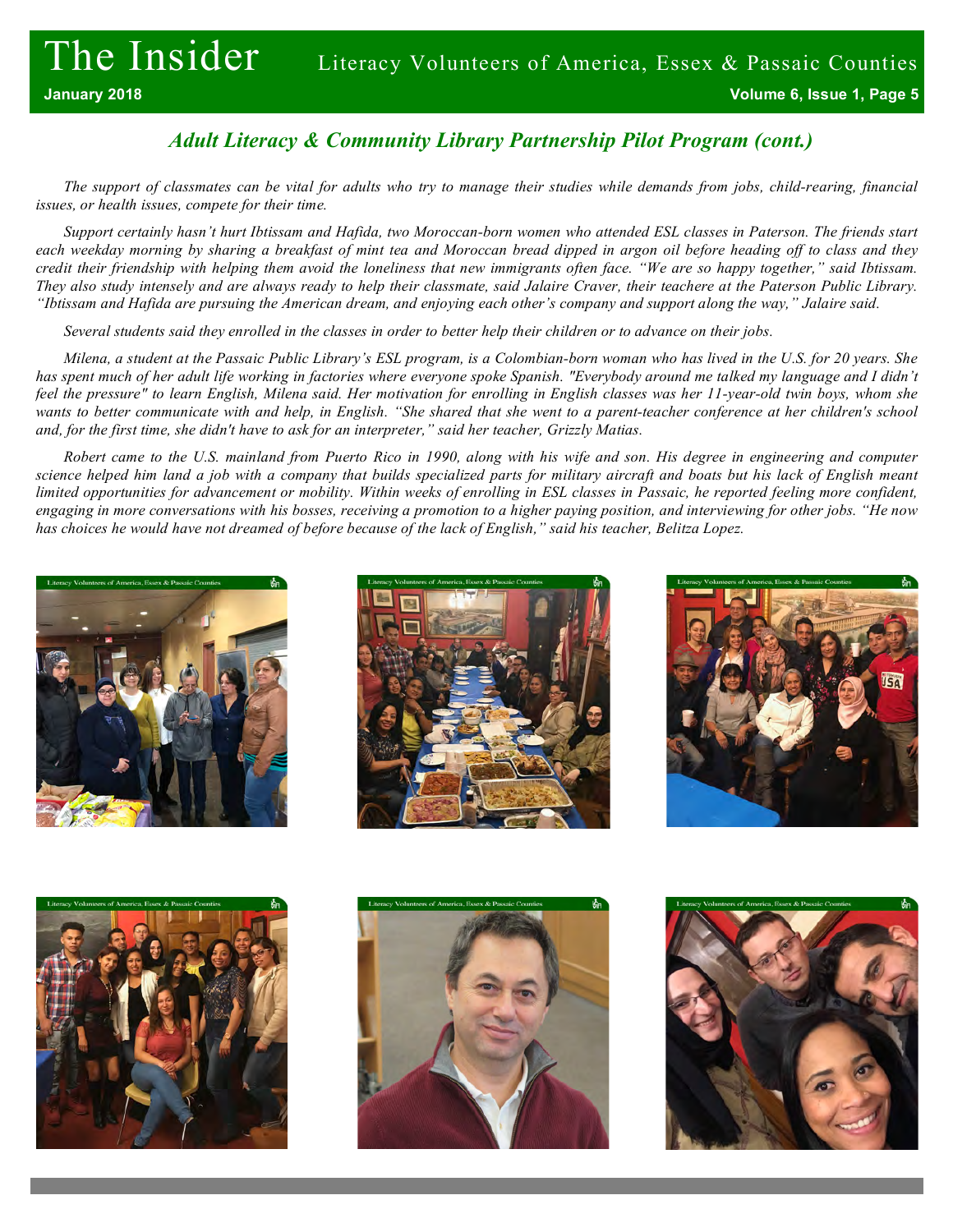## Adult Literacy & Community Library Partnership Pilot Program (cont.)

*The support of classmates can be vital for adults who try to manage their studies while demands from jobs, child-rearing, financial issues, or health issues, compete for their time.*

*Support certainly hasn't hurt Ibtissam and Hafida, two Moroccan-born women who attended ESL classes in Paterson. The friends start each weekday morning by sharing a breakfast of mint tea and Moroccan bread dipped in argon oil before heading off to class and they credit their friendship with helping them avoid the loneliness that new immigrants often face. "We are so happy together," said Ibtissam. They also study intensely and are always ready to help their classmate, said Jalaire Craver, their teachere at the Paterson Public Library. "Ibtissam and Hafida are pursuing the American dream, and enjoying each other's company and support along the way," Jalaire said.*

*Several students said they enrolled in the classes in order to better help their children or to advance on their jobs.*

*Milena, a student at the Passaic Public Library's ESL program, is a Colombian-born woman who has lived in the U.S. for 20 years. She has spent much of her adult life working in factories where everyone spoke Spanish. "Everybody around me talked my language and I didn't feel the pressure" to learn English, Milena said. Her motivation for enrolling in English classes was her 11-year-old twin boys, whom she wants to better communicate with and help, in English. "She shared that she went to a parent-teacher conference at her children's school and, for the first time, she didn't have to ask for an interpreter," said her teacher, Grizzly Matias.*

*Robert came to the U.S. mainland from Puerto Rico in 1990, along with his wife and son. His degree in engineering and computer science helped him land a job with a company that builds specialized parts for military aircraft and boats but his lack of English meant limited opportunities for advancement or mobility. Within weeks of enrolling in ESL classes in Passaic, he reported feeling more confident, engaging in more conversations with his bosses, receiving a promotion to a higher paying position, and interviewing for other jobs. "He now has choices he would have not dreamed of before because of the lack of English," said his teacher, Belitza Lopez.*